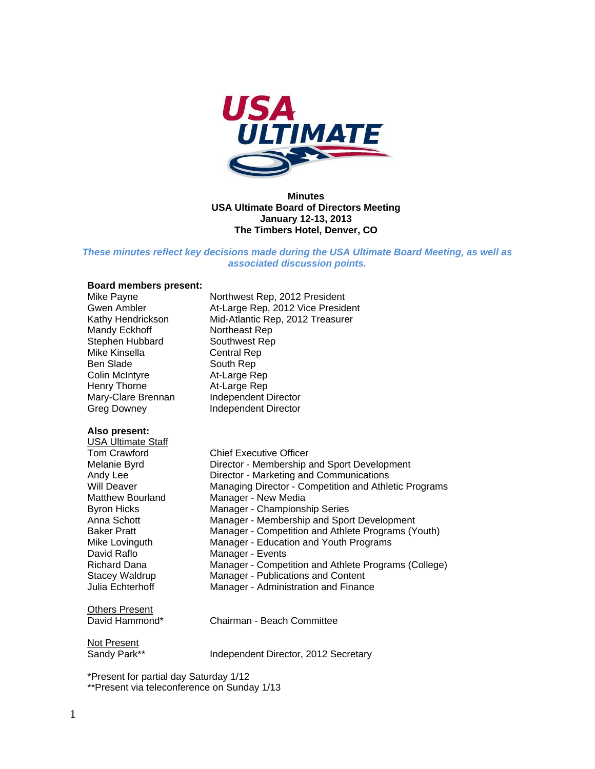**Minutes**
**USA Ultimate Board of Directors Meeting**
**January 12-13, 2013**
**The Timbers Hotel, Denver, CO**

***These minutes reflect key decisions made during the USA Ultimate Board Meeting, as well as associated discussion points.***

**Board members present:**

| | |
|---|---|
| Mike Payne | Northwest Rep, 2012 President |
| Gwen Ambler | At-Large Rep, 2012 Vice President |
| Kathy Hendrickson | Mid-Atlantic Rep, 2012 Treasurer |
| Mandy Eckhoff | Northeast Rep |
| Stephen Hubbard | Southwest Rep |
| Mike Kinsella | Central Rep |
| Ben Slade | South Rep |
| Colin McIntyre | At-Large Rep |
| Henry Thorne | At-Large Rep |
| Mary-Clare Brennan | Independent Director |
| Greg Downey | Independent Director |

**Also present:**

USA Ultimate Staff

| | |
|---|---|
| Tom Crawford | Chief Executive Officer |
| Melanie Byrd | Director - Membership and Sport Development |
| Andy Lee | Director - Marketing and Communications |
| Will Deaver | Managing Director - Competition and Athletic Programs |
| Matthew Bourland | Manager - New Media |
| Byron Hicks | Manager - Championship Series |
| Anna Schott | Manager - Membership and Sport Development |
| Baker Pratt | Manager - Competition and Athlete Programs (Youth) |
| Mike Lovinguth | Manager - Education and Youth Programs |
| David Raflo | Manager - Events |
| Richard Dana | Manager - Competition and Athlete Programs (College) |
| Stacey Waldrup | Manager - Publications and Content |
| Julia Echterhoff | Manager - Administration and Finance |

Others Present

| | |
|---|---|
| David Hammond* | Chairman - Beach Committee |

Not Present

| | |
|---|---|
| Sandy Park** | Independent Director, 2012 Secretary |

*Present for partial day Saturday 1/12
**Present via teleconference on Sunday 1/13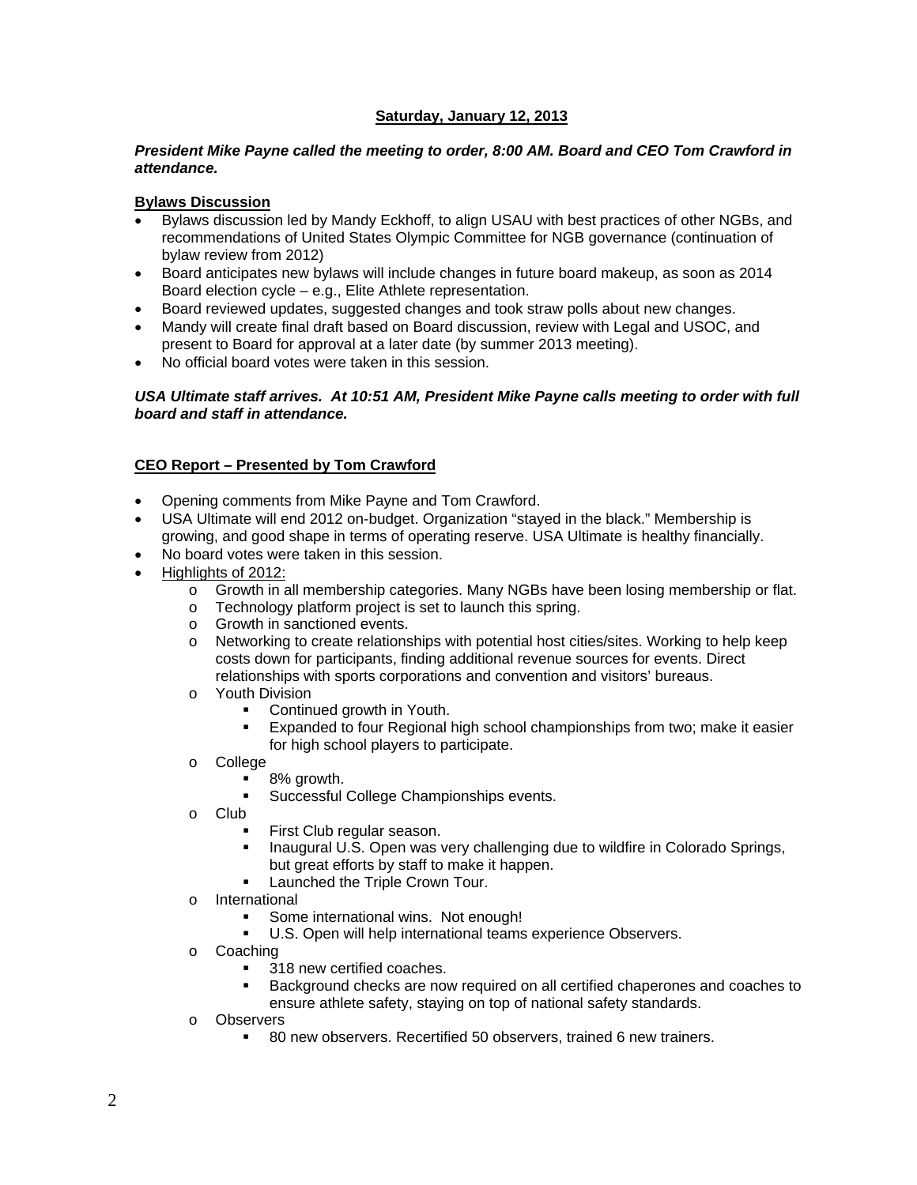**Saturday, January 12, 2013**

***President Mike Payne called the meeting to order, 8:00 AM. Board and CEO Tom Crawford in attendance.***

**Bylaws Discussion**

- Bylaws discussion led by Mandy Eckhoff, to align USAU with best practices of other NGBs, and recommendations of United States Olympic Committee for NGB governance (continuation of bylaw review from 2012)
- Board anticipates new bylaws will include changes in future board makeup, as soon as 2014 Board election cycle – e.g., Elite Athlete representation.
- Board reviewed updates, suggested changes and took straw polls about new changes.
- Mandy will create final draft based on Board discussion, review with Legal and USOC, and present to Board for approval at a later date (by summer 2013 meeting).
- No official board votes were taken in this session.

***USA Ultimate staff arrives. At 10:51 AM, President Mike Payne calls meeting to order with full board and staff in attendance.***

**CEO Report – Presented by Tom Crawford**

- Opening comments from Mike Payne and Tom Crawford.
- USA Ultimate will end 2012 on-budget. Organization "stayed in the black." Membership is growing, and good shape in terms of operating reserve. USA Ultimate is healthy financially.
- No board votes were taken in this session.
- Highlights of 2012:
  - Growth in all membership categories. Many NGBs have been losing membership or flat.
  - Technology platform project is set to launch this spring.
  - Growth in sanctioned events.
  - Networking to create relationships with potential host cities/sites. Working to help keep costs down for participants, finding additional revenue sources for events. Direct relationships with sports corporations and convention and visitors' bureaus.
  - Youth Division
    - Continued growth in Youth.
    - Expanded to four Regional high school championships from two; make it easier for high school players to participate.
  - College
    - 8% growth.
    - Successful College Championships events.
  - Club
    - First Club regular season.
    - Inaugural U.S. Open was very challenging due to wildfire in Colorado Springs, but great efforts by staff to make it happen.
    - Launched the Triple Crown Tour.
  - International
    - Some international wins. Not enough!
    - U.S. Open will help international teams experience Observers.
  - Coaching
    - 318 new certified coaches.
    - Background checks are now required on all certified chaperones and coaches to ensure athlete safety, staying on top of national safety standards.
  - Observers
    - 80 new observers. Recertified 50 observers, trained 6 new trainers.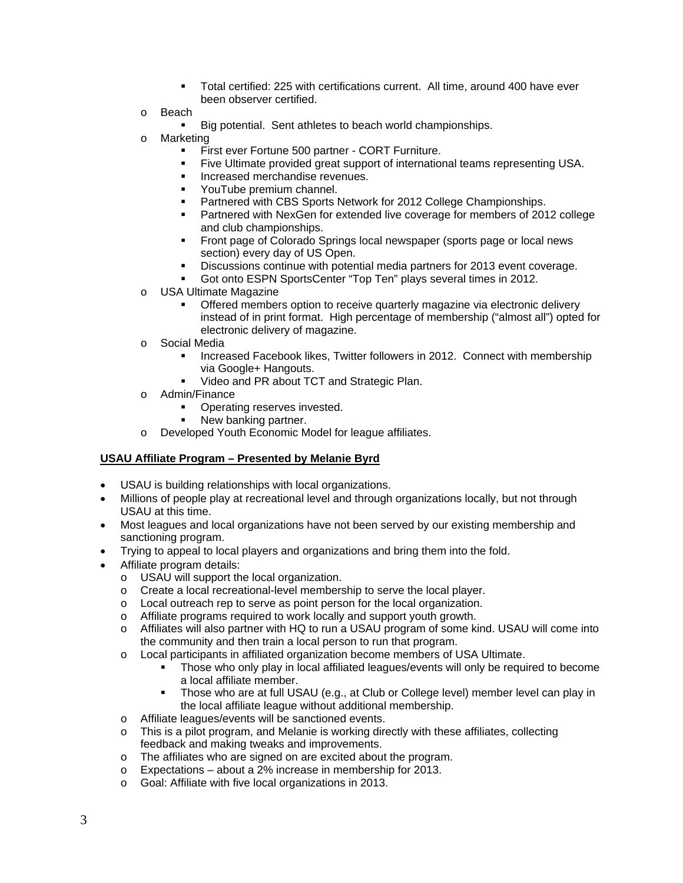- Total certified: 225 with certifications current. All time, around 400 have ever been observer certified.
    - Beach
        - Big potential. Sent athletes to beach world championships.
    - Marketing
        - First ever Fortune 500 partner - CORT Furniture.
        - Five Ultimate provided great support of international teams representing USA.
        - Increased merchandise revenues.
        - YouTube premium channel.
        - Partnered with CBS Sports Network for 2012 College Championships.
        - Partnered with NexGen for extended live coverage for members of 2012 college and club championships.
        - Front page of Colorado Springs local newspaper (sports page or local news section) every day of US Open.
        - Discussions continue with potential media partners for 2013 event coverage.
        - Got onto ESPN SportsCenter "Top Ten" plays several times in 2012.
    - USA Ultimate Magazine
        - Offered members option to receive quarterly magazine via electronic delivery instead of in print format. High percentage of membership ("almost all") opted for electronic delivery of magazine.
    - Social Media
        - Increased Facebook likes, Twitter followers in 2012. Connect with membership via Google+ Hangouts.
        - Video and PR about TCT and Strategic Plan.
    - Admin/Finance
        - Operating reserves invested.
        - New banking partner.
    - Developed Youth Economic Model for league affiliates.

**<u>USAU Affiliate Program – Presented by Melanie Byrd</u>**

- USAU is building relationships with local organizations.
- Millions of people play at recreational level and through organizations locally, but not through USAU at this time.
- Most leagues and local organizations have not been served by our existing membership and sanctioning program.
- Trying to appeal to local players and organizations and bring them into the fold.
- Affiliate program details:
    - USAU will support the local organization.
    - Create a local recreational-level membership to serve the local player.
    - Local outreach rep to serve as point person for the local organization.
    - Affiliate programs required to work locally and support youth growth.
    - Affiliates will also partner with HQ to run a USAU program of some kind. USAU will come into the community and then train a local person to run that program.
    - Local participants in affiliated organization become members of USA Ultimate.
        - Those who only play in local affiliated leagues/events will only be required to become a local affiliate member.
        - Those who are at full USAU (e.g., at Club or College level) member level can play in the local affiliate league without additional membership.
    - Affiliate leagues/events will be sanctioned events.
    - This is a pilot program, and Melanie is working directly with these affiliates, collecting feedback and making tweaks and improvements.
    - The affiliates who are signed on are excited about the program.
    - Expectations – about a 2% increase in membership for 2013.
    - Goal: Affiliate with five local organizations in 2013.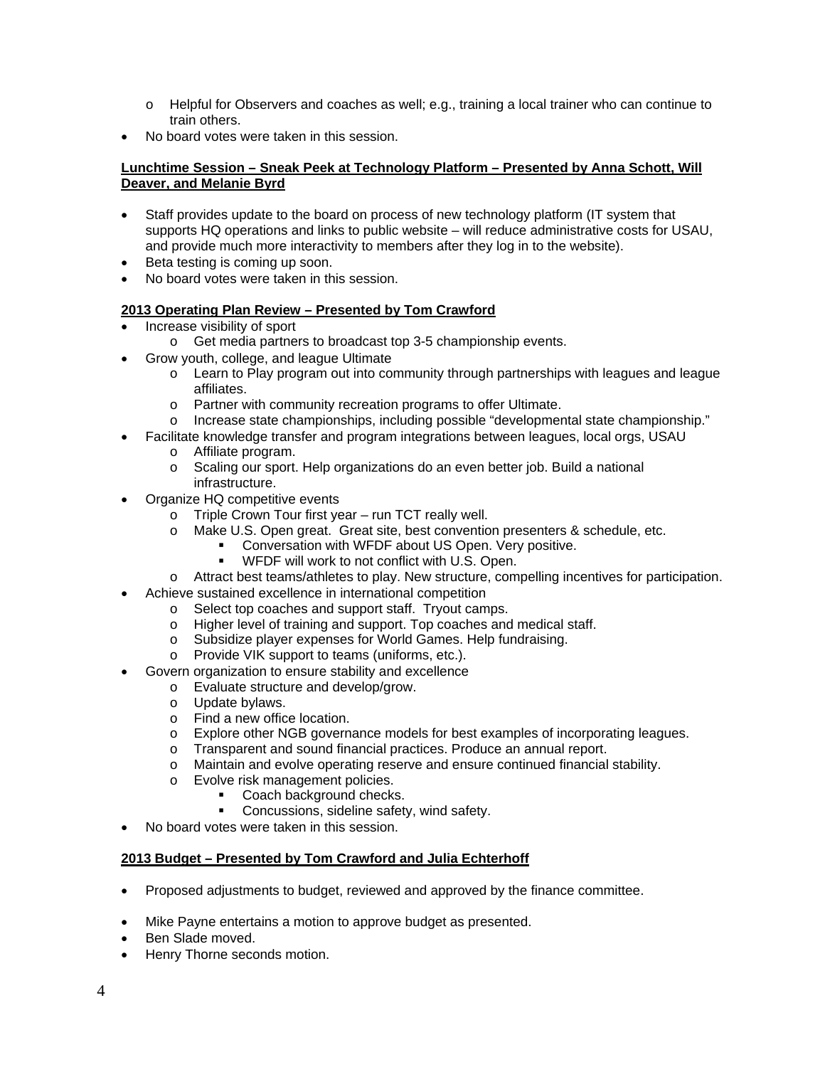- Helpful for Observers and coaches as well; e.g., training a local trainer who can continue to train others.
- No board votes were taken in this session.

**Lunchtime Session – Sneak Peek at Technology Platform – Presented by Anna Schott, Will Deaver, and Melanie Byrd**

- Staff provides update to the board on process of new technology platform (IT system that supports HQ operations and links to public website – will reduce administrative costs for USAU, and provide much more interactivity to members after they log in to the website).
- Beta testing is coming up soon.
- No board votes were taken in this session.

**2013 Operating Plan Review – Presented by Tom Crawford**

- Increase visibility of sport
    - Get media partners to broadcast top 3-5 championship events.
- Grow youth, college, and league Ultimate
    - Learn to Play program out into community through partnerships with leagues and league affiliates.
    - Partner with community recreation programs to offer Ultimate.
    - Increase state championships, including possible "developmental state championship."
- Facilitate knowledge transfer and program integrations between leagues, local orgs, USAU
    - Affiliate program.
    - Scaling our sport. Help organizations do an even better job. Build a national infrastructure.
- Organize HQ competitive events
    - Triple Crown Tour first year – run TCT really well.
    - Make U.S. Open great. Great site, best convention presenters & schedule, etc.
        - Conversation with WFDF about US Open. Very positive.
        - WFDF will work to not conflict with U.S. Open.
    - Attract best teams/athletes to play. New structure, compelling incentives for participation.
- Achieve sustained excellence in international competition
    - Select top coaches and support staff. Tryout camps.
    - Higher level of training and support. Top coaches and medical staff.
    - Subsidize player expenses for World Games. Help fundraising.
    - Provide VIK support to teams (uniforms, etc.).
- Govern organization to ensure stability and excellence
    - Evaluate structure and develop/grow.
    - Update bylaws.
    - Find a new office location.
    - Explore other NGB governance models for best examples of incorporating leagues.
    - Transparent and sound financial practices. Produce an annual report.
    - Maintain and evolve operating reserve and ensure continued financial stability.
    - Evolve risk management policies.
        - Coach background checks.
        - Concussions, sideline safety, wind safety.
- No board votes were taken in this session.

**2013 Budget – Presented by Tom Crawford and Julia Echterhoff**

- Proposed adjustments to budget, reviewed and approved by the finance committee.

- Mike Payne entertains a motion to approve budget as presented.
- Ben Slade moved.
- Henry Thorne seconds motion.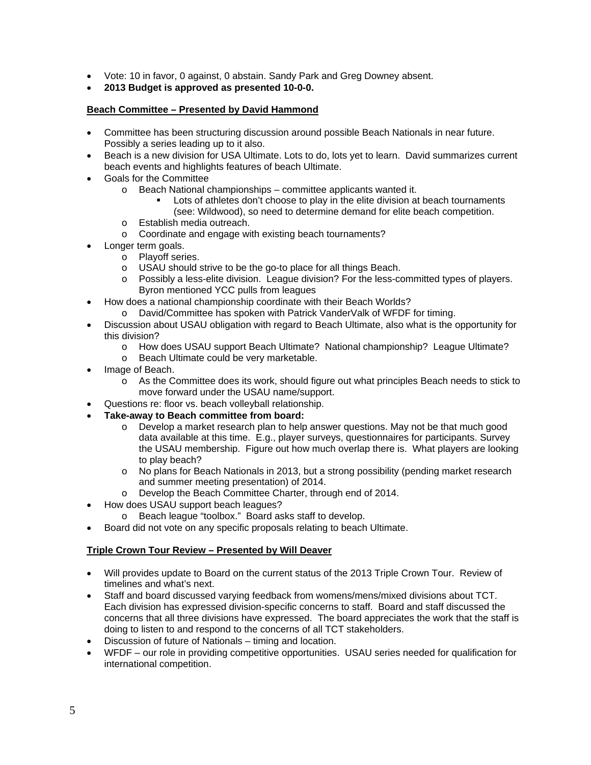- Vote: 10 in favor, 0 against, 0 abstain. Sandy Park and Greg Downey absent.
- **2013 Budget is approved as presented 10-0-0.**

**Beach Committee – Presented by David Hammond**

- Committee has been structuring discussion around possible Beach Nationals in near future. Possibly a series leading up to it also.
- Beach is a new division for USA Ultimate. Lots to do, lots yet to learn. David summarizes current beach events and highlights features of beach Ultimate.
- Goals for the Committee
    - Beach National championships – committee applicants wanted it.
        - Lots of athletes don't choose to play in the elite division at beach tournaments (see: Wildwood), so need to determine demand for elite beach competition.
    - Establish media outreach.
    - Coordinate and engage with existing beach tournaments?
- Longer term goals.
    - Playoff series.
    - USAU should strive to be the go-to place for all things Beach.
    - Possibly a less-elite division. League division? For the less-committed types of players. Byron mentioned YCC pulls from leagues
- How does a national championship coordinate with their Beach Worlds?
    - David/Committee has spoken with Patrick VanderValk of WFDF for timing.
- Discussion about USAU obligation with regard to Beach Ultimate, also what is the opportunity for this division?
    - How does USAU support Beach Ultimate? National championship? League Ultimate?
    - Beach Ultimate could be very marketable.
- Image of Beach.
    - As the Committee does its work, should figure out what principles Beach needs to stick to move forward under the USAU name/support.
- Questions re: floor vs. beach volleyball relationship.
- **Take-away to Beach committee from board:**
    - Develop a market research plan to help answer questions. May not be that much good data available at this time. E.g., player surveys, questionnaires for participants. Survey the USAU membership. Figure out how much overlap there is. What players are looking to play beach?
    - No plans for Beach Nationals in 2013, but a strong possibility (pending market research and summer meeting presentation) of 2014.
    - Develop the Beach Committee Charter, through end of 2014.
- How does USAU support beach leagues?
    - Beach league "toolbox." Board asks staff to develop.
- Board did not vote on any specific proposals relating to beach Ultimate.

**Triple Crown Tour Review – Presented by Will Deaver**

- Will provides update to Board on the current status of the 2013 Triple Crown Tour. Review of timelines and what's next.
- Staff and board discussed varying feedback from womens/mens/mixed divisions about TCT. Each division has expressed division-specific concerns to staff. Board and staff discussed the concerns that all three divisions have expressed. The board appreciates the work that the staff is doing to listen to and respond to the concerns of all TCT stakeholders.
- Discussion of future of Nationals – timing and location.
- WFDF – our role in providing competitive opportunities. USAU series needed for qualification for international competition.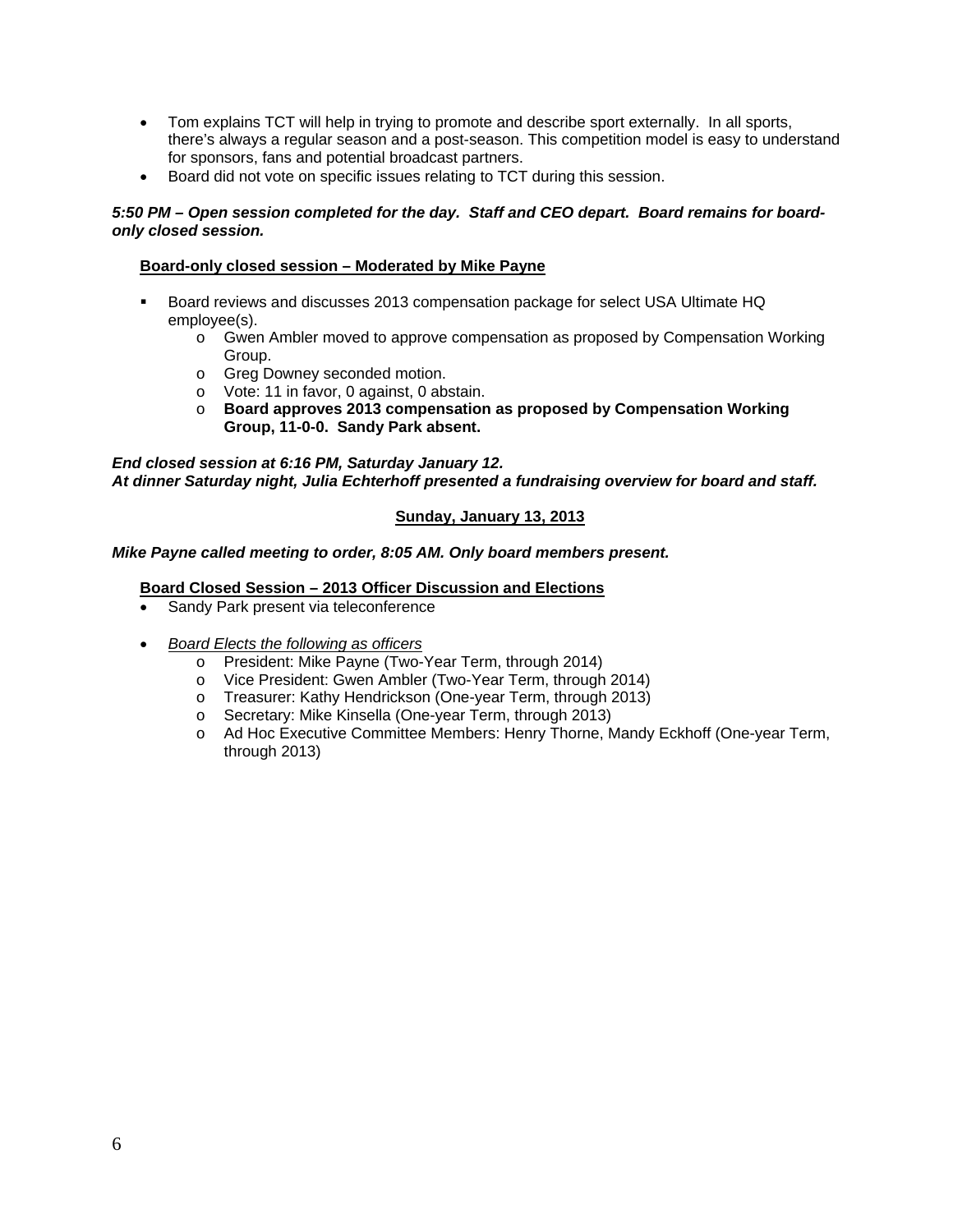- Tom explains TCT will help in trying to promote and describe sport externally. In all sports, there's always a regular season and a post-season. This competition model is easy to understand for sponsors, fans and potential broadcast partners.
- Board did not vote on specific issues relating to TCT during this session.

***5:50 PM – Open session completed for the day. Staff and CEO depart. Board remains for board-only closed session.***

**<u>Board-only closed session – Moderated by Mike Payne</u>**

- Board reviews and discusses 2013 compensation package for select USA Ultimate HQ employee(s).
  - Gwen Ambler moved to approve compensation as proposed by Compensation Working Group.
  - Greg Downey seconded motion.
  - Vote: 11 in favor, 0 against, 0 abstain.
  - **Board approves 2013 compensation as proposed by Compensation Working Group, 11-0-0. Sandy Park absent.**

***End closed session at 6:16 PM, Saturday January 12.***
***At dinner Saturday night, Julia Echterhoff presented a fundraising overview for board and staff.***

**<u>Sunday, January 13, 2013</u>**

***Mike Payne called meeting to order, 8:05 AM. Only board members present.***

**<u>Board Closed Session – 2013 Officer Discussion and Elections</u>**

- Sandy Park present via teleconference

- *<u>Board Elects the following as officers</u>*
  - President: Mike Payne (Two-Year Term, through 2014)
  - Vice President: Gwen Ambler (Two-Year Term, through 2014)
  - Treasurer: Kathy Hendrickson (One-year Term, through 2013)
  - Secretary: Mike Kinsella (One-year Term, through 2013)
  - Ad Hoc Executive Committee Members: Henry Thorne, Mandy Eckhoff (One-year Term, through 2013)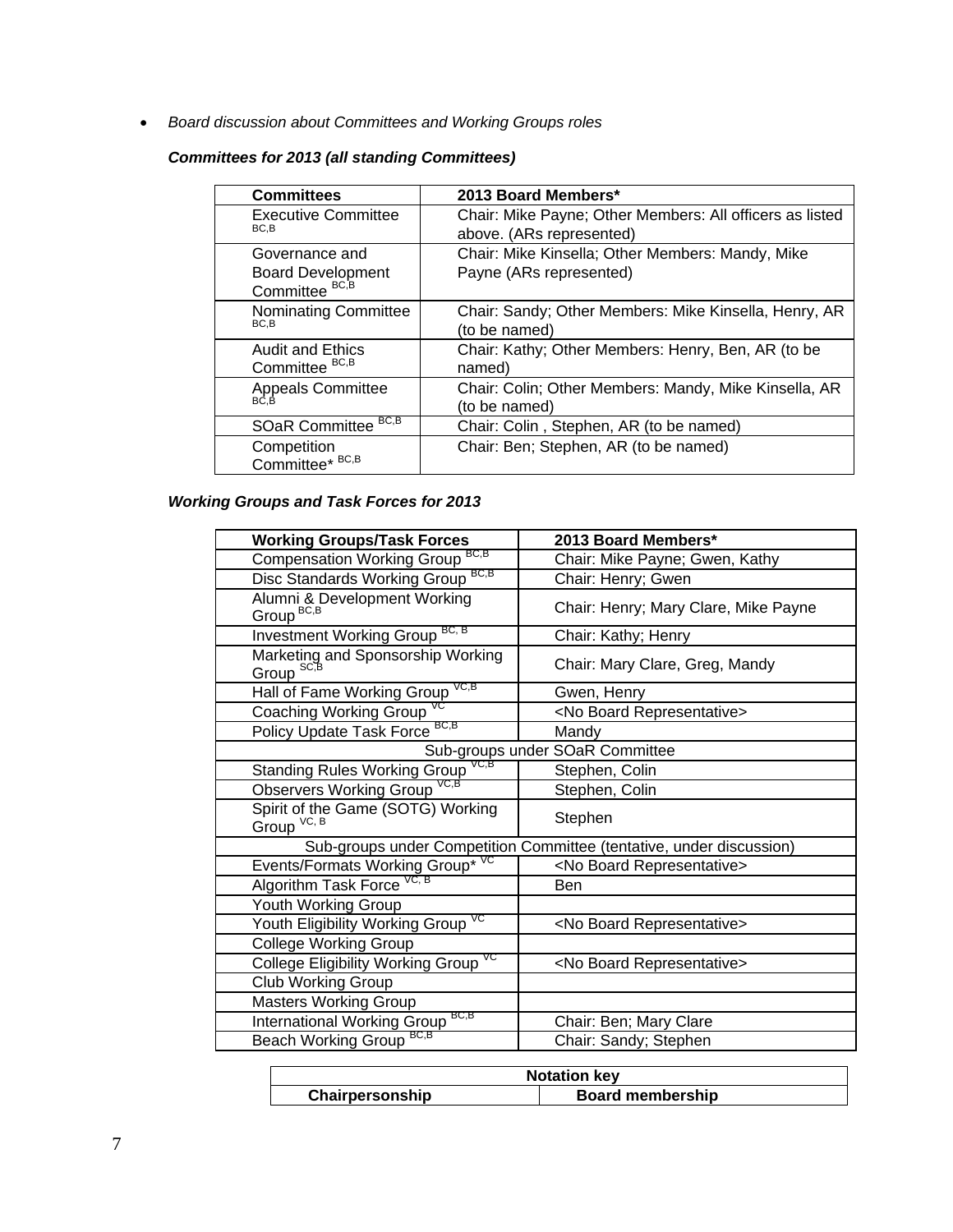- *Board discussion about Committees and Working Groups roles*

***Committees for 2013 (all standing Committees)***

| Committees | 2013 Board Members* |
|---|---|
| Executive Committee [BC,B] | Chair: Mike Payne; Other Members: All officers as listed above. (ARs represented) |
| Governance and Board Development Committee [BC,B] | Chair: Mike Kinsella; Other Members: Mandy, Mike Payne (ARs represented) |
| Nominating Committee [BC,B] | Chair: Sandy; Other Members: Mike Kinsella, Henry, AR (to be named) |
| Audit and Ethics Committee [BC,B] | Chair: Kathy; Other Members: Henry, Ben, AR (to be named) |
| Appeals Committee [BC,B] | Chair: Colin; Other Members: Mandy, Mike Kinsella, AR (to be named) |
| SOaR Committee [BC,B] | Chair: Colin , Stephen, AR (to be named) |
| Competition Committee* [BC,B] | Chair: Ben; Stephen, AR (to be named) |

***Working Groups and Task Forces for 2013***

| Working Groups/Task Forces | 2013 Board Members* |
|---|---|
| Compensation Working Group [BC,B] | Chair: Mike Payne; Gwen, Kathy |
| Disc Standards Working Group [BC,B] | Chair: Henry; Gwen |
| Alumni & Development Working Group [BC,B] | Chair: Henry; Mary Clare, Mike Payne |
| Investment Working Group [BC, B] | Chair: Kathy; Henry |
| Marketing and Sponsorship Working Group [SC,B] | Chair: Mary Clare, Greg, Mandy |
| Hall of Fame Working Group [VC,B] | Gwen, Henry |
| Coaching Working Group [VC] | <No Board Representative> |
| Policy Update Task Force [BC,B] | Mandy |
| Sub-groups under SOaR Committee | |
| Standing Rules Working Group [VC,B] | Stephen, Colin |
| Observers Working Group [VC,B] | Stephen, Colin |
| Spirit of the Game (SOTG) Working Group [VC, B] | Stephen |
| Sub-groups under Competition Committee (tentative, under discussion) | |
| Events/Formats Working Group* [VC] | <No Board Representative> |
| Algorithm Task Force [VC, B] | Ben |
| Youth Working Group | |
| Youth Eligibility Working Group [VC] | <No Board Representative> |
| College Working Group | |
| College Eligibility Working Group [VC] | <No Board Representative> |
| Club Working Group | |
| Masters Working Group | |
| International Working Group [BC,B] | Chair: Ben; Mary Clare |
| Beach Working Group [BC,B] | Chair: Sandy; Stephen |

| Notation key | |
|---|---|
| Chairpersonship | Board membership |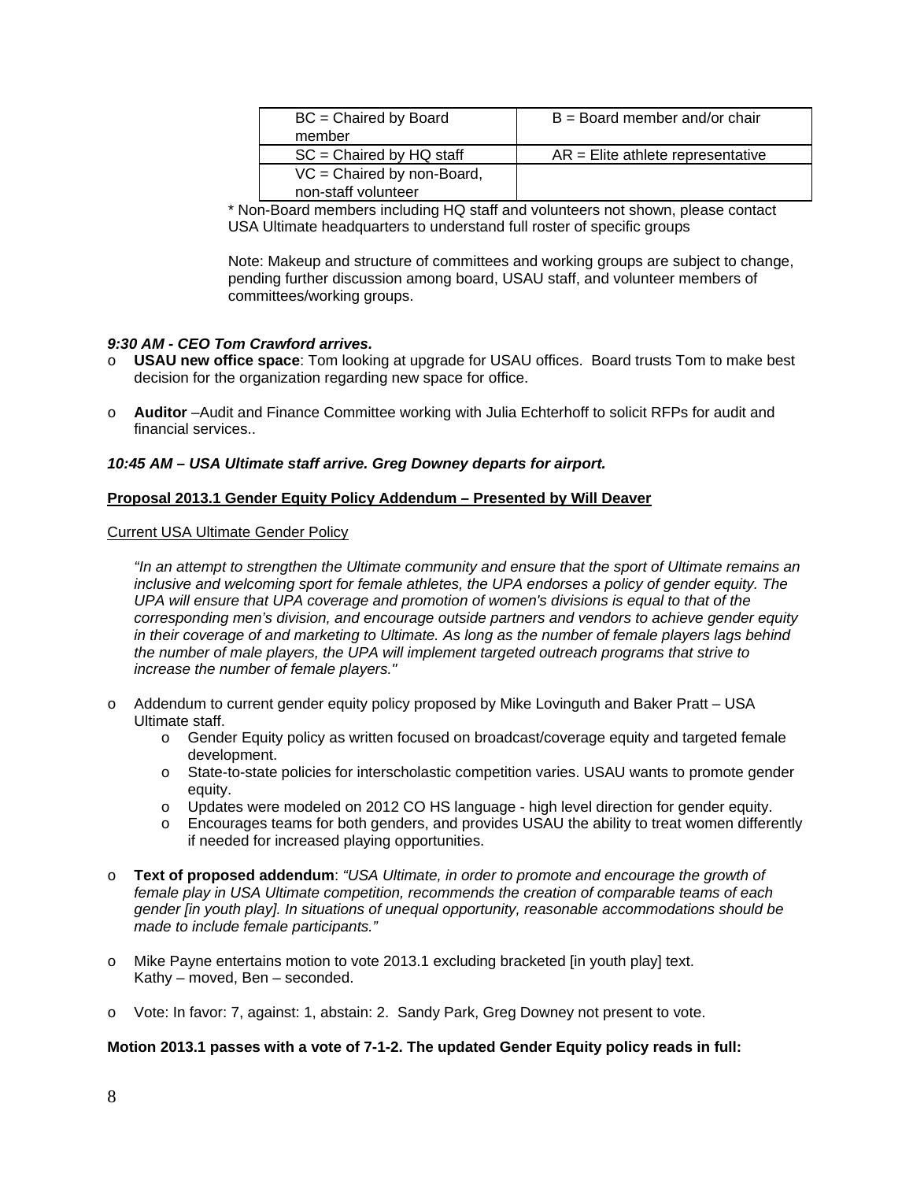| BC = Chaired by Board member | B = Board member and/or chair |
| --- | --- |
| SC = Chaired by HQ staff | AR = Elite athlete representative |
| VC = Chaired by non-Board, non-staff volunteer | |

* Non-Board members including HQ staff and volunteers not shown, please contact USA Ultimate headquarters to understand full roster of specific groups

Note: Makeup and structure of committees and working groups are subject to change, pending further discussion among board, USAU staff, and volunteer members of committees/working groups.

***9:30 AM - CEO Tom Crawford arrives.***

- **USAU new office space**: Tom looking at upgrade for USAU offices. Board trusts Tom to make best decision for the organization regarding new space for office.
- **Auditor** –Audit and Finance Committee working with Julia Echterhoff to solicit RFPs for audit and financial services..

***10:45 AM – USA Ultimate staff arrive. Greg Downey departs for airport.***

<u>**Proposal 2013.1 Gender Equity Policy Addendum – Presented by Will Deaver**</u>

<u>Current USA Ultimate Gender Policy</u>

*"In an attempt to strengthen the Ultimate community and ensure that the sport of Ultimate remains an inclusive and welcoming sport for female athletes, the UPA endorses a policy of gender equity. The UPA will ensure that UPA coverage and promotion of women's divisions is equal to that of the corresponding men's division, and encourage outside partners and vendors to achieve gender equity in their coverage of and marketing to Ultimate. As long as the number of female players lags behind the number of male players, the UPA will implement targeted outreach programs that strive to increase the number of female players."*

- Addendum to current gender equity policy proposed by Mike Lovinguth and Baker Pratt – USA Ultimate staff.
  - Gender Equity policy as written focused on broadcast/coverage equity and targeted female development.
  - State-to-state policies for interscholastic competition varies. USAU wants to promote gender equity.
  - Updates were modeled on 2012 CO HS language - high level direction for gender equity.
  - Encourages teams for both genders, and provides USAU the ability to treat women differently if needed for increased playing opportunities.
- **Text of proposed addendum**: *"USA Ultimate, in order to promote and encourage the growth of female play in USA Ultimate competition, recommends the creation of comparable teams of each gender [in youth play]. In situations of unequal opportunity, reasonable accommodations should be made to include female participants."*
- Mike Payne entertains motion to vote 2013.1 excluding bracketed [in youth play] text.
  Kathy – moved, Ben – seconded.
- Vote: In favor: 7, against: 1, abstain: 2. Sandy Park, Greg Downey not present to vote.

**Motion 2013.1 passes with a vote of 7-1-2. The updated Gender Equity policy reads in full:**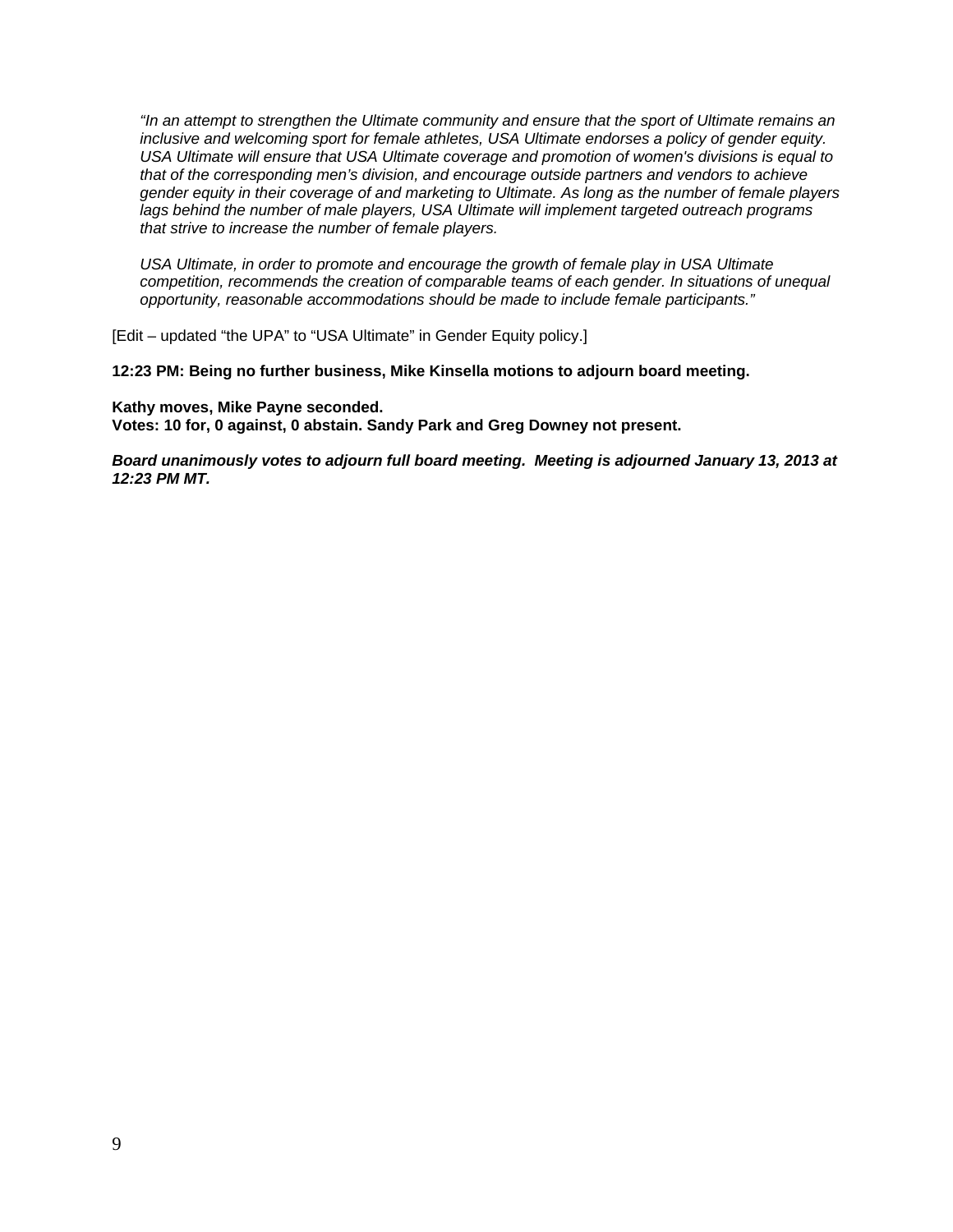*"In an attempt to strengthen the Ultimate community and ensure that the sport of Ultimate remains an inclusive and welcoming sport for female athletes, USA Ultimate endorses a policy of gender equity. USA Ultimate will ensure that USA Ultimate coverage and promotion of women's divisions is equal to that of the corresponding men's division, and encourage outside partners and vendors to achieve gender equity in their coverage of and marketing to Ultimate. As long as the number of female players lags behind the number of male players, USA Ultimate will implement targeted outreach programs that strive to increase the number of female players.*

*USA Ultimate, in order to promote and encourage the growth of female play in USA Ultimate competition, recommends the creation of comparable teams of each gender. In situations of unequal opportunity, reasonable accommodations should be made to include female participants."*

[Edit – updated "the UPA" to "USA Ultimate" in Gender Equity policy.]

**12:23 PM: Being no further business, Mike Kinsella motions to adjourn board meeting.**

**Kathy moves, Mike Payne seconded.**
**Votes: 10 for, 0 against, 0 abstain. Sandy Park and Greg Downey not present.**

***Board unanimously votes to adjourn full board meeting. Meeting is adjourned January 13, 2013 at 12:23 PM MT.***